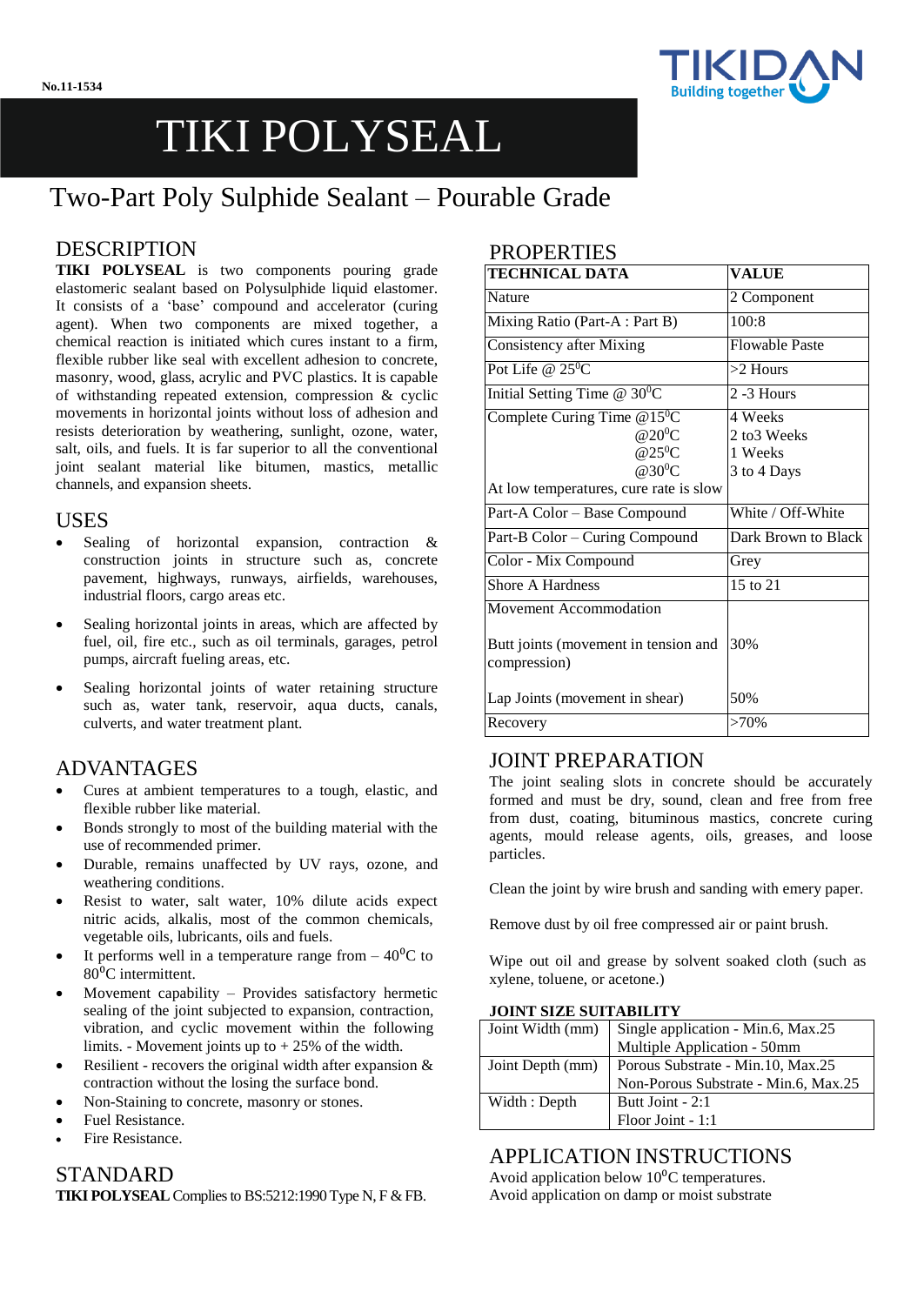No.11-1534

# TIKI POLYSEAL

## Two-Part Poly Sulphide Sealant – Pourable Grade

## DESCRIPTION

**TIKI POLYSEAL** is two components pouring grade elastomeric sealant based on Polysulphide liquid elastomer. It consists of a 'base' compound and accelerator (curing agent). When two components are mixed together, a chemical reaction is initiated which cures instant to a firm, flexible rubber like seal with excellent adhesion to concrete, masonry, wood, glass, acrylic and PVC plastics. It is capable of withstanding repeated extension, compression & cyclic movements in horizontal joints without loss of adhesion and resists deterioration by weathering, sunlight, ozone, water, salt, oils, and fuels. It is far superior to all the conventional joint sealant material like bitumen, mastics, metallic channels, and expansion sheets.

## USES

- Sealing of horizontal expansion, contraction & construction joints in structure such as, concrete pavement, highways, runways, airfields, warehouses, industrial floors, cargo areas etc.
- Sealing horizontal joints in areas, which are affected by fuel, oil, fire etc., such as oil terminals, garages, petrol pumps, aircraft fueling areas, etc.
- Sealing horizontal joints of water retaining structure such as, water tank, reservoir, aqua ducts, canals, culverts, and water treatment plant.

## ADVANTAGES

- Cures at ambient temperatures to a tough, elastic, and flexible rubber like material.
- Bonds strongly to most of the building material with the use of recommended primer.
- Durable, remains unaffected by UV rays, ozone, and weathering conditions.
- Resist to water, salt water, 10% dilute acids expect nitric acids, alkalis, most of the common chemicals, vegetable oils, lubricants, oils and fuels.
- It performs well in a temperature range from – 40⁰C to 80⁰C intermittent.
- Movement capability – Provides satisfactory hermetic sealing of the joint subjected to expansion, contraction, vibration, and cyclic movement within the following limits. - Movement joints up to + 25% of the width.
- Resilient - recovers the original width after expansion & contraction without the losing the surface bond.
- Non-Staining to concrete, masonry or stones.
- Fuel Resistance.
- Fire Resistance.

## STANDARD

**TIKI POLYSEAL** Complies to BS:5212:1990 Type N, F & FB.

## PROPERTIES

| TECHNICAL DATA | VALUE |
|---|---|
| Nature | 2 Component |
| Mixing Ratio (Part-A : Part B) | 100:8 |
| Consistency after Mixing | Flowable Paste |
| Pot Life @ 25⁰C | >2 Hours |
| Initial Setting Time @ 30⁰C | 2 -3 Hours |
| Complete Curing Time @15⁰C<br>@20⁰C<br>@25⁰C<br>@30⁰C<br>At low temperatures, cure rate is slow | 4 Weeks<br>2 to3 Weeks<br>1 Weeks<br>3 to 4 Days |
| Part-A Color – Base Compound | White / Off-White |
| Part-B Color – Curing Compound | Dark Brown to Black |
| Color - Mix Compound | Grey |
| Shore A Hardness | 15 to 21 |
| Movement Accommodation<br><br>Butt joints (movement in tension and compression)<br><br>Lap Joints (movement in shear) | <br><br>30%<br><br>50% |
| Recovery | >70% |

## JOINT PREPARATION

The joint sealing slots in concrete should be accurately formed and must be dry, sound, clean and free from free from dust, coating, bituminous mastics, concrete curing agents, mould release agents, oils, greases, and loose particles.

Clean the joint by wire brush and sanding with emery paper.

Remove dust by oil free compressed air or paint brush.

Wipe out oil and grease by solvent soaked cloth (such as xylene, toluene, or acetone.)

**JOINT SIZE SUITABILITY**

| Joint Width (mm) | Single application - Min.6, Max.25<br>Multiple Application - 50mm |
|---|---|
| Joint Depth (mm) | Porous Substrate - Min.10, Max.25<br>Non-Porous Substrate - Min.6, Max.25 |
| Width : Depth | Butt Joint - 2:1<br>Floor Joint - 1:1 |

## APPLICATION INSTRUCTIONS

Avoid application below 10⁰C temperatures.
Avoid application on damp or moist substrate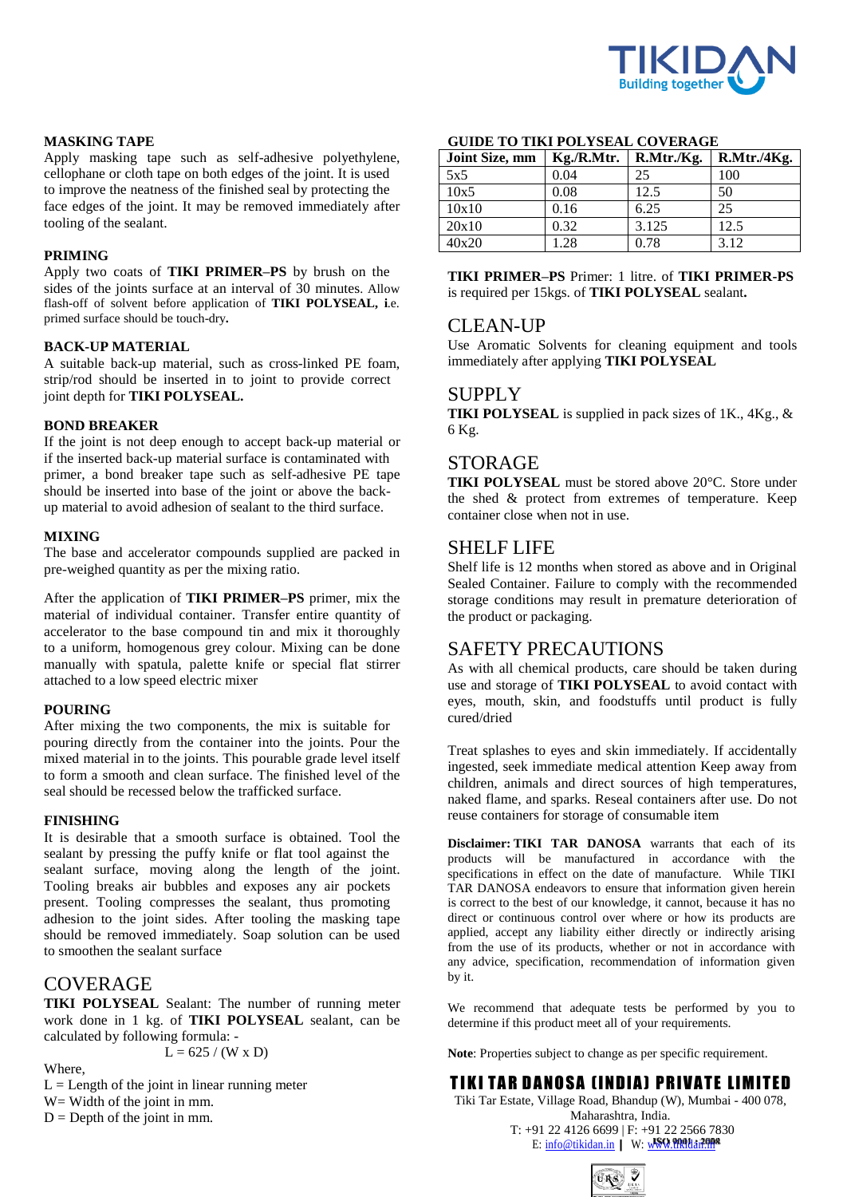### MASKING TAPE

Apply masking tape such as self-adhesive polyethylene, cellophane or cloth tape on both edges of the joint. It is used to improve the neatness of the finished seal by protecting the face edges of the joint. It may be removed immediately after tooling of the sealant.

### PRIMING

Apply two coats of **TIKI PRIMER–PS** by brush on the sides of the joints surface at an interval of 30 minutes. Allow flash-off of solvent before application of **TIKI POLYSEAL, i**.e. primed surface should be touch-dry**.**

### BACK-UP MATERIAL

A suitable back-up material, such as cross-linked PE foam, strip/rod should be inserted in to joint to provide correct joint depth for **TIKI POLYSEAL.**

### BOND BREAKER

If the joint is not deep enough to accept back-up material or if the inserted back-up material surface is contaminated with primer, a bond breaker tape such as self-adhesive PE tape should be inserted into base of the joint or above the back-up material to avoid adhesion of sealant to the third surface.

### MIXING

The base and accelerator compounds supplied are packed in pre-weighed quantity as per the mixing ratio.

After the application of **TIKI PRIMER–PS** primer, mix the material of individual container. Transfer entire quantity of accelerator to the base compound tin and mix it thoroughly to a uniform, homogenous grey colour. Mixing can be done manually with spatula, palette knife or special flat stirrer attached to a low speed electric mixer

### POURING

After mixing the two components, the mix is suitable for pouring directly from the container into the joints. Pour the mixed material in to the joints. This pourable grade level itself to form a smooth and clean surface. The finished level of the seal should be recessed below the trafficked surface.

### FINISHING

It is desirable that a smooth surface is obtained. Tool the sealant by pressing the puffy knife or flat tool against the sealant surface, moving along the length of the joint. Tooling breaks air bubbles and exposes any air pockets present. Tooling compresses the sealant, thus promoting adhesion to the joint sides. After tooling the masking tape should be removed immediately. Soap solution can be used to smoothen the sealant surface

## COVERAGE

**TIKI POLYSEAL** Sealant: The number of running meter work done in 1 kg. of **TIKI POLYSEAL** sealant, can be calculated by following formula: -

$$L = 625 / (W \times D)$$

Where,

L = Length of the joint in linear running meter
W= Width of the joint in mm.
D = Depth of the joint in mm.

### GUIDE TO TIKI POLYSEAL COVERAGE

| Joint Size, mm | Kg./R.Mtr. | R.Mtr./Kg. | R.Mtr./4Kg. |
|---|---|---|---|
| 5x5 | 0.04 | 25 | 100 |
| 10x5 | 0.08 | 12.5 | 50 |
| 10x10 | 0.16 | 6.25 | 25 |
| 20x10 | 0.32 | 3.125 | 12.5 |
| 40x20 | 1.28 | 0.78 | 3.12 |

**TIKI PRIMER–PS** Primer: 1 litre. of **TIKI PRIMER-PS** is required per 15kgs. of **TIKI POLYSEAL** sealant**.**

## CLEAN-UP

Use Aromatic Solvents for cleaning equipment and tools immediately after applying **TIKI POLYSEAL**

## SUPPLY

**TIKI POLYSEAL** is supplied in pack sizes of 1K., 4Kg., & 6 Kg.

## STORAGE

**TIKI POLYSEAL** must be stored above 20°C. Store under the shed & protect from extremes of temperature. Keep container close when not in use.

## SHELF LIFE

Shelf life is 12 months when stored as above and in Original Sealed Container. Failure to comply with the recommended storage conditions may result in premature deterioration of the product or packaging.

## SAFETY PRECAUTIONS

As with all chemical products, care should be taken during use and storage of **TIKI POLYSEAL** to avoid contact with eyes, mouth, skin, and foodstuffs until product is fully cured/dried

Treat splashes to eyes and skin immediately. If accidentally ingested, seek immediate medical attention Keep away from children, animals and direct sources of high temperatures, naked flame, and sparks. Reseal containers after use. Do not reuse containers for storage of consumable item

**Disclaimer: TIKI TAR DANOSA** warrants that each of its products will be manufactured in accordance with the specifications in effect on the date of manufacture. While TIKI TAR DANOSA endeavors to ensure that information given herein is correct to the best of our knowledge, it cannot, because it has no direct or continuous control over where or how its products are applied, accept any liability either directly or indirectly arising from the use of its products, whether or not in accordance with any advice, specification, recommendation of information given by it.

We recommend that adequate tests be performed by you to determine if this product meet all of your requirements.

**Note**: Properties subject to change as per specific requirement.

**TIKI TAR DANOSA (INDIA) PRIVATE LIMITED**

Tiki Tar Estate, Village Road, Bhandup (W), Mumbai - 400 078, Maharashtra, India.
T: +91 22 4126 6699 | F: +91 22 2566 7830
E: info@tikidan.in | W: www.tikidan.in

ISO 9001 : 2008